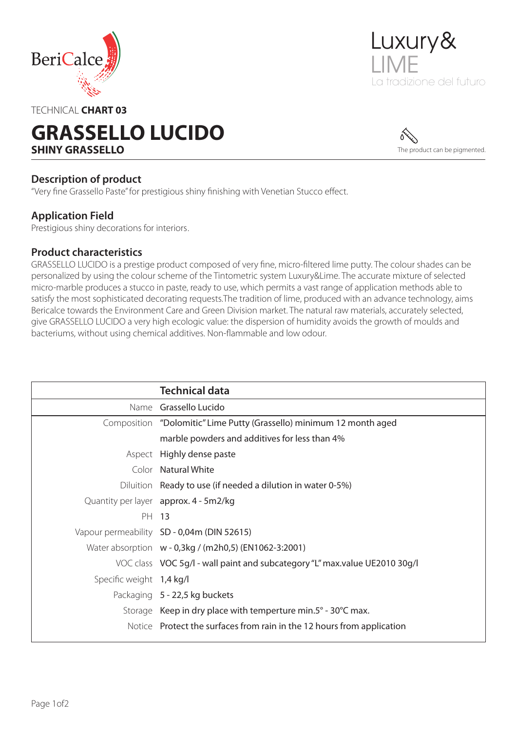BeriCalce

Luxury&
LIME
La tradizione del futuro

TECHNICAL **CHART 03**

# GRASSELLO LUCIDO

## SHINY GRASSELLO

The product can be pigmented.

### Description of product

"Very fine Grassello Paste" for prestigious shiny finishing with Venetian Stucco effect.

### Application Field

Prestigious shiny decorations for interiors.

### Product characteristics

GRASSELLO LUCIDO is a prestige product composed of very fine, micro-filtered lime putty. The colour shades can be personalized by using the colour scheme of the Tintometric system Luxury&Lime. The accurate mixture of selected micro-marble produces a stucco in paste, ready to use, which permits a vast range of application methods able to satisfy the most sophisticated decorating requests.The tradition of lime, produced with an advance technology, aims Bericalce towards the Environment Care and Green Division market. The natural raw materials, accurately selected, give GRASSELLO LUCIDO a very high ecologic value: the dispersion of humidity avoids the growth of moulds and bacteriums, without using chemical additives. Non-flammable and low odour.

| | Technical data |
|---|---|
| Name | Grassello Lucido |
| Composition | "Dolomitic" Lime Putty (Grassello) minimum 12 month aged |
| | marble powders and additives for less than 4% |
| Aspect | Highly dense paste |
| Color | Natural White |
| Diluition | Ready to use (if needed a dilution in water 0-5%) |
| Quantity per layer | approx. 4 - 5m2/kg |
| PH | 13 |
| Vapour permeability | SD - 0,04m (DIN 52615) |
| Water absorption | w - 0,3kg / (m2h0,5) (EN1062-3:2001) |
| VOC class | VOC 5g/l - wall paint and subcategory "L" max.value UE2010 30g/l |
| Specific weight | 1,4 kg/l |
| Packaging | 5 - 22,5 kg buckets |
| Storage | Keep in dry place with temperture min.5° - 30°C max. |
| Notice | Protect the surfaces from rain in the 12 hours from application |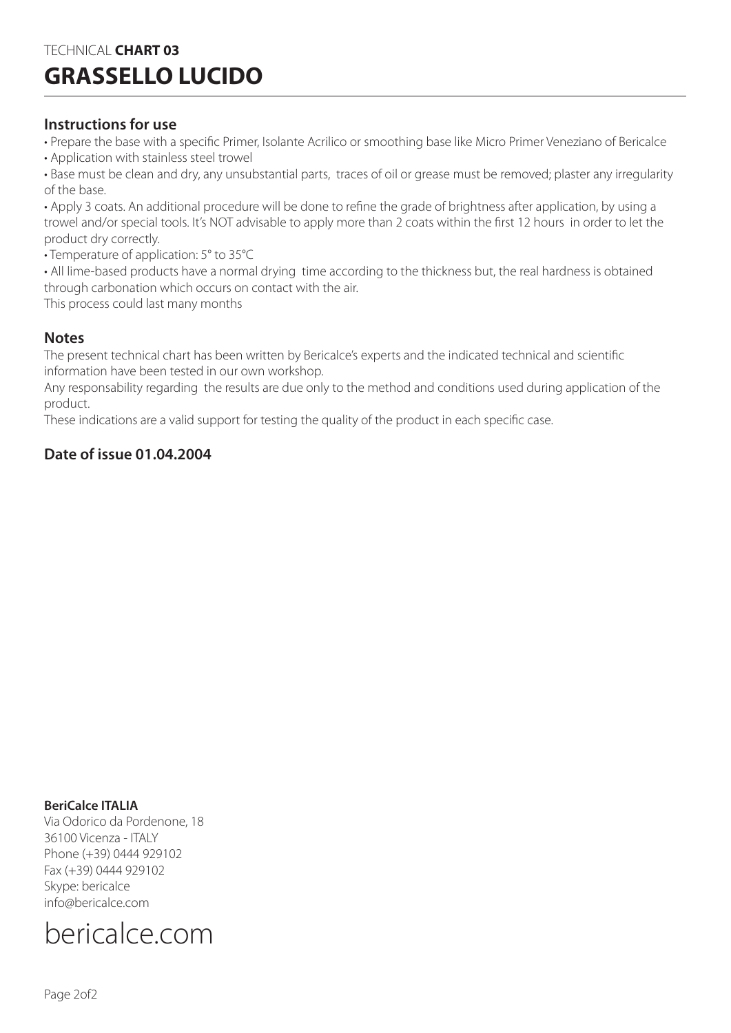TECHNICAL **CHART 03**

# GRASSELLO LUCIDO

## Instructions for use

- Prepare the base with a specific Primer, Isolante Acrilico or smoothing base like Micro Primer Veneziano of Bericalce
- Application with stainless steel trowel
- Base must be clean and dry, any unsubstantial parts, traces of oil or grease must be removed; plaster any irregularity of the base.
- Apply 3 coats. An additional procedure will be done to refine the grade of brightness after application, by using a trowel and/or special tools. It's NOT advisable to apply more than 2 coats within the first 12 hours in order to let the product dry correctly.
- Temperature of application: 5° to 35°C
- All lime-based products have a normal drying time according to the thickness but, the real hardness is obtained through carbonation which occurs on contact with the air.

This process could last many months

## Notes

The present technical chart has been written by Bericalce's experts and the indicated technical and scientific information have been tested in our own workshop.

Any responsability regarding the results are due only to the method and conditions used during application of the product.

These indications are a valid support for testing the quality of the product in each specific case.

**Date of issue 01.04.2004**

**BeriCalce ITALIA**
Via Odorico da Pordenone, 18
36100 Vicenza - ITALY
Phone (+39) 0444 929102
Fax (+39) 0444 929102
Skype: bericalce
info@bericalce.com

bericalce.com